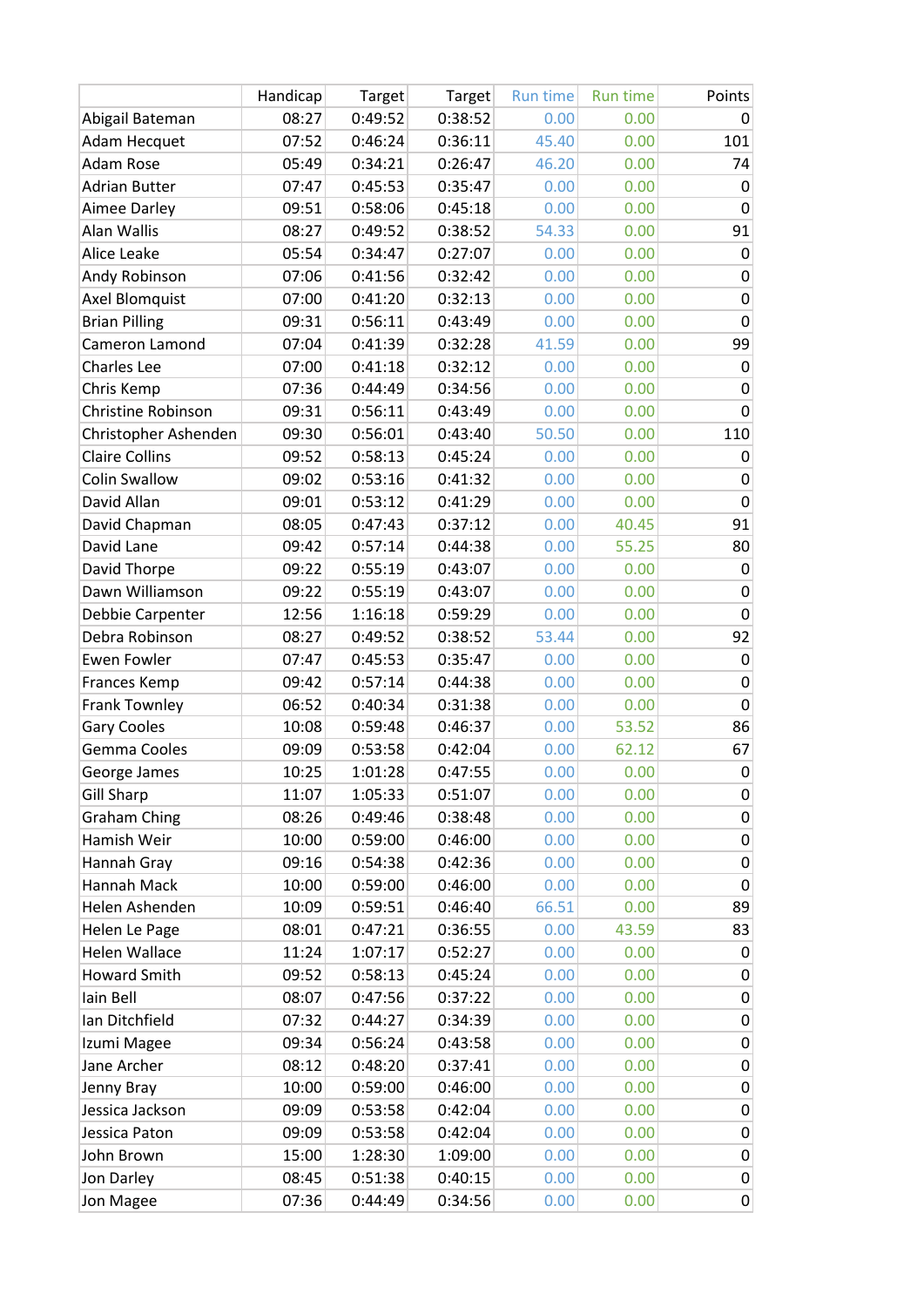| | Handicap | Target | Target | Run time | Run time | Points |
|---|---|---|---|---|---|---|
| Abigail Bateman | 08:27 | 0:49:52 | 0:38:52 | 0.00 | 0.00 | 0 |
| Adam Hecquet | 07:52 | 0:46:24 | 0:36:11 | 45.40 | 0.00 | 101 |
| Adam Rose | 05:49 | 0:34:21 | 0:26:47 | 46.20 | 0.00 | 74 |
| Adrian Butter | 07:47 | 0:45:53 | 0:35:47 | 0.00 | 0.00 | 0 |
| Aimee Darley | 09:51 | 0:58:06 | 0:45:18 | 0.00 | 0.00 | 0 |
| Alan Wallis | 08:27 | 0:49:52 | 0:38:52 | 54.33 | 0.00 | 91 |
| Alice Leake | 05:54 | 0:34:47 | 0:27:07 | 0.00 | 0.00 | 0 |
| Andy Robinson | 07:06 | 0:41:56 | 0:32:42 | 0.00 | 0.00 | 0 |
| Axel Blomquist | 07:00 | 0:41:20 | 0:32:13 | 0.00 | 0.00 | 0 |
| Brian Pilling | 09:31 | 0:56:11 | 0:43:49 | 0.00 | 0.00 | 0 |
| Cameron Lamond | 07:04 | 0:41:39 | 0:32:28 | 41.59 | 0.00 | 99 |
| Charles Lee | 07:00 | 0:41:18 | 0:32:12 | 0.00 | 0.00 | 0 |
| Chris Kemp | 07:36 | 0:44:49 | 0:34:56 | 0.00 | 0.00 | 0 |
| Christine Robinson | 09:31 | 0:56:11 | 0:43:49 | 0.00 | 0.00 | 0 |
| Christopher Ashenden | 09:30 | 0:56:01 | 0:43:40 | 50.50 | 0.00 | 110 |
| Claire Collins | 09:52 | 0:58:13 | 0:45:24 | 0.00 | 0.00 | 0 |
| Colin Swallow | 09:02 | 0:53:16 | 0:41:32 | 0.00 | 0.00 | 0 |
| David Allan | 09:01 | 0:53:12 | 0:41:29 | 0.00 | 0.00 | 0 |
| David Chapman | 08:05 | 0:47:43 | 0:37:12 | 0.00 | 40.45 | 91 |
| David Lane | 09:42 | 0:57:14 | 0:44:38 | 0.00 | 55.25 | 80 |
| David Thorpe | 09:22 | 0:55:19 | 0:43:07 | 0.00 | 0.00 | 0 |
| Dawn Williamson | 09:22 | 0:55:19 | 0:43:07 | 0.00 | 0.00 | 0 |
| Debbie Carpenter | 12:56 | 1:16:18 | 0:59:29 | 0.00 | 0.00 | 0 |
| Debra Robinson | 08:27 | 0:49:52 | 0:38:52 | 53.44 | 0.00 | 92 |
| Ewen Fowler | 07:47 | 0:45:53 | 0:35:47 | 0.00 | 0.00 | 0 |
| Frances Kemp | 09:42 | 0:57:14 | 0:44:38 | 0.00 | 0.00 | 0 |
| Frank Townley | 06:52 | 0:40:34 | 0:31:38 | 0.00 | 0.00 | 0 |
| Gary Cooles | 10:08 | 0:59:48 | 0:46:37 | 0.00 | 53.52 | 86 |
| Gemma Cooles | 09:09 | 0:53:58 | 0:42:04 | 0.00 | 62.12 | 67 |
| George James | 10:25 | 1:01:28 | 0:47:55 | 0.00 | 0.00 | 0 |
| Gill Sharp | 11:07 | 1:05:33 | 0:51:07 | 0.00 | 0.00 | 0 |
| Graham Ching | 08:26 | 0:49:46 | 0:38:48 | 0.00 | 0.00 | 0 |
| Hamish Weir | 10:00 | 0:59:00 | 0:46:00 | 0.00 | 0.00 | 0 |
| Hannah Gray | 09:16 | 0:54:38 | 0:42:36 | 0.00 | 0.00 | 0 |
| Hannah Mack | 10:00 | 0:59:00 | 0:46:00 | 0.00 | 0.00 | 0 |
| Helen Ashenden | 10:09 | 0:59:51 | 0:46:40 | 66.51 | 0.00 | 89 |
| Helen Le Page | 08:01 | 0:47:21 | 0:36:55 | 0.00 | 43.59 | 83 |
| Helen Wallace | 11:24 | 1:07:17 | 0:52:27 | 0.00 | 0.00 | 0 |
| Howard Smith | 09:52 | 0:58:13 | 0:45:24 | 0.00 | 0.00 | 0 |
| Iain Bell | 08:07 | 0:47:56 | 0:37:22 | 0.00 | 0.00 | 0 |
| Ian Ditchfield | 07:32 | 0:44:27 | 0:34:39 | 0.00 | 0.00 | 0 |
| Izumi Magee | 09:34 | 0:56:24 | 0:43:58 | 0.00 | 0.00 | 0 |
| Jane Archer | 08:12 | 0:48:20 | 0:37:41 | 0.00 | 0.00 | 0 |
| Jenny Bray | 10:00 | 0:59:00 | 0:46:00 | 0.00 | 0.00 | 0 |
| Jessica Jackson | 09:09 | 0:53:58 | 0:42:04 | 0.00 | 0.00 | 0 |
| Jessica Paton | 09:09 | 0:53:58 | 0:42:04 | 0.00 | 0.00 | 0 |
| John Brown | 15:00 | 1:28:30 | 1:09:00 | 0.00 | 0.00 | 0 |
| Jon Darley | 08:45 | 0:51:38 | 0:40:15 | 0.00 | 0.00 | 0 |
| Jon Magee | 07:36 | 0:44:49 | 0:34:56 | 0.00 | 0.00 | 0 |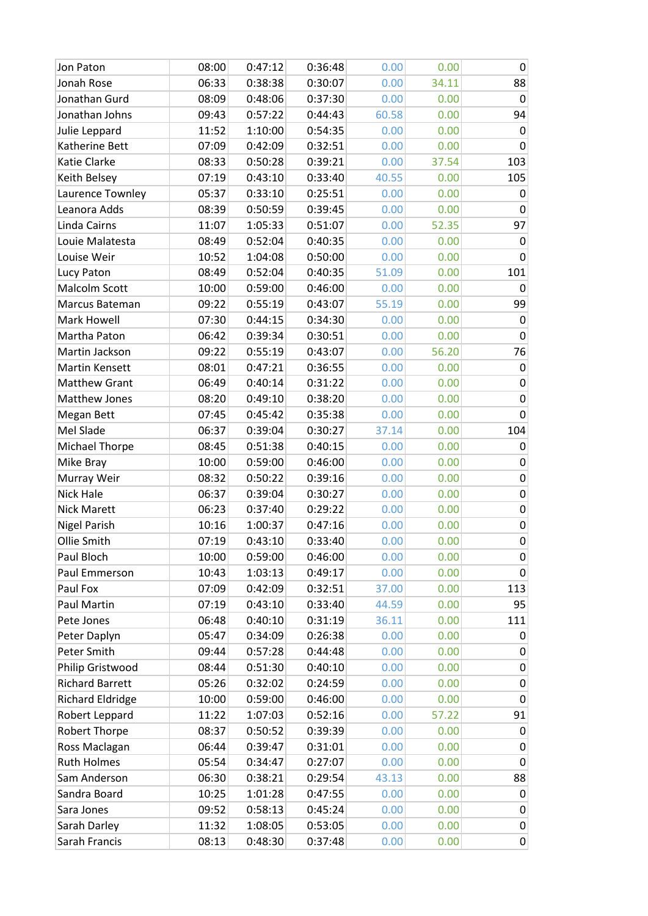| | | | | | | |
|---|---|---|---|---|---|---|
| Jon Paton | 08:00 | 0:47:12 | 0:36:48 | 0.00 | 0.00 | 0 |
| Jonah Rose | 06:33 | 0:38:38 | 0:30:07 | 0.00 | 34.11 | 88 |
| Jonathan Gurd | 08:09 | 0:48:06 | 0:37:30 | 0.00 | 0.00 | 0 |
| Jonathan Johns | 09:43 | 0:57:22 | 0:44:43 | 60.58 | 0.00 | 94 |
| Julie Leppard | 11:52 | 1:10:00 | 0:54:35 | 0.00 | 0.00 | 0 |
| Katherine Bett | 07:09 | 0:42:09 | 0:32:51 | 0.00 | 0.00 | 0 |
| Katie Clarke | 08:33 | 0:50:28 | 0:39:21 | 0.00 | 37.54 | 103 |
| Keith Belsey | 07:19 | 0:43:10 | 0:33:40 | 40.55 | 0.00 | 105 |
| Laurence Townley | 05:37 | 0:33:10 | 0:25:51 | 0.00 | 0.00 | 0 |
| Leanora Adds | 08:39 | 0:50:59 | 0:39:45 | 0.00 | 0.00 | 0 |
| Linda Cairns | 11:07 | 1:05:33 | 0:51:07 | 0.00 | 52.35 | 97 |
| Louie Malatesta | 08:49 | 0:52:04 | 0:40:35 | 0.00 | 0.00 | 0 |
| Louise Weir | 10:52 | 1:04:08 | 0:50:00 | 0.00 | 0.00 | 0 |
| Lucy Paton | 08:49 | 0:52:04 | 0:40:35 | 51.09 | 0.00 | 101 |
| Malcolm Scott | 10:00 | 0:59:00 | 0:46:00 | 0.00 | 0.00 | 0 |
| Marcus Bateman | 09:22 | 0:55:19 | 0:43:07 | 55.19 | 0.00 | 99 |
| Mark Howell | 07:30 | 0:44:15 | 0:34:30 | 0.00 | 0.00 | 0 |
| Martha Paton | 06:42 | 0:39:34 | 0:30:51 | 0.00 | 0.00 | 0 |
| Martin Jackson | 09:22 | 0:55:19 | 0:43:07 | 0.00 | 56.20 | 76 |
| Martin Kensett | 08:01 | 0:47:21 | 0:36:55 | 0.00 | 0.00 | 0 |
| Matthew Grant | 06:49 | 0:40:14 | 0:31:22 | 0.00 | 0.00 | 0 |
| Matthew Jones | 08:20 | 0:49:10 | 0:38:20 | 0.00 | 0.00 | 0 |
| Megan Bett | 07:45 | 0:45:42 | 0:35:38 | 0.00 | 0.00 | 0 |
| Mel Slade | 06:37 | 0:39:04 | 0:30:27 | 37.14 | 0.00 | 104 |
| Michael Thorpe | 08:45 | 0:51:38 | 0:40:15 | 0.00 | 0.00 | 0 |
| Mike Bray | 10:00 | 0:59:00 | 0:46:00 | 0.00 | 0.00 | 0 |
| Murray Weir | 08:32 | 0:50:22 | 0:39:16 | 0.00 | 0.00 | 0 |
| Nick Hale | 06:37 | 0:39:04 | 0:30:27 | 0.00 | 0.00 | 0 |
| Nick Marett | 06:23 | 0:37:40 | 0:29:22 | 0.00 | 0.00 | 0 |
| Nigel Parish | 10:16 | 1:00:37 | 0:47:16 | 0.00 | 0.00 | 0 |
| Ollie Smith | 07:19 | 0:43:10 | 0:33:40 | 0.00 | 0.00 | 0 |
| Paul Bloch | 10:00 | 0:59:00 | 0:46:00 | 0.00 | 0.00 | 0 |
| Paul Emmerson | 10:43 | 1:03:13 | 0:49:17 | 0.00 | 0.00 | 0 |
| Paul Fox | 07:09 | 0:42:09 | 0:32:51 | 37.00 | 0.00 | 113 |
| Paul Martin | 07:19 | 0:43:10 | 0:33:40 | 44.59 | 0.00 | 95 |
| Pete Jones | 06:48 | 0:40:10 | 0:31:19 | 36.11 | 0.00 | 111 |
| Peter Daplyn | 05:47 | 0:34:09 | 0:26:38 | 0.00 | 0.00 | 0 |
| Peter Smith | 09:44 | 0:57:28 | 0:44:48 | 0.00 | 0.00 | 0 |
| Philip Gristwood | 08:44 | 0:51:30 | 0:40:10 | 0.00 | 0.00 | 0 |
| Richard Barrett | 05:26 | 0:32:02 | 0:24:59 | 0.00 | 0.00 | 0 |
| Richard Eldridge | 10:00 | 0:59:00 | 0:46:00 | 0.00 | 0.00 | 0 |
| Robert Leppard | 11:22 | 1:07:03 | 0:52:16 | 0.00 | 57.22 | 91 |
| Robert Thorpe | 08:37 | 0:50:52 | 0:39:39 | 0.00 | 0.00 | 0 |
| Ross Maclagan | 06:44 | 0:39:47 | 0:31:01 | 0.00 | 0.00 | 0 |
| Ruth Holmes | 05:54 | 0:34:47 | 0:27:07 | 0.00 | 0.00 | 0 |
| Sam Anderson | 06:30 | 0:38:21 | 0:29:54 | 43.13 | 0.00 | 88 |
| Sandra Board | 10:25 | 1:01:28 | 0:47:55 | 0.00 | 0.00 | 0 |
| Sara Jones | 09:52 | 0:58:13 | 0:45:24 | 0.00 | 0.00 | 0 |
| Sarah Darley | 11:32 | 1:08:05 | 0:53:05 | 0.00 | 0.00 | 0 |
| Sarah Francis | 08:13 | 0:48:30 | 0:37:48 | 0.00 | 0.00 | 0 |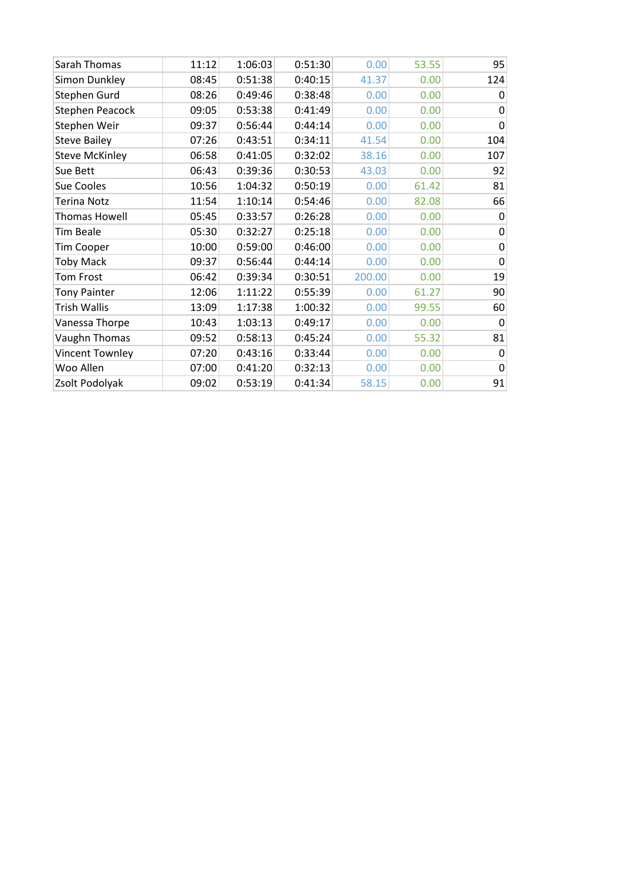| | | | | | | |
|---|---|---|---|---|---|---|
| Sarah Thomas | 11:12 | 1:06:03 | 0:51:30 | 0.00 | 53.55 | 95 |
| Simon Dunkley | 08:45 | 0:51:38 | 0:40:15 | 41.37 | 0.00 | 124 |
| Stephen Gurd | 08:26 | 0:49:46 | 0:38:48 | 0.00 | 0.00 | 0 |
| Stephen Peacock | 09:05 | 0:53:38 | 0:41:49 | 0.00 | 0.00 | 0 |
| Stephen Weir | 09:37 | 0:56:44 | 0:44:14 | 0.00 | 0.00 | 0 |
| Steve Bailey | 07:26 | 0:43:51 | 0:34:11 | 41.54 | 0.00 | 104 |
| Steve McKinley | 06:58 | 0:41:05 | 0:32:02 | 38.16 | 0.00 | 107 |
| Sue Bett | 06:43 | 0:39:36 | 0:30:53 | 43.03 | 0.00 | 92 |
| Sue Cooles | 10:56 | 1:04:32 | 0:50:19 | 0.00 | 61.42 | 81 |
| Terina Notz | 11:54 | 1:10:14 | 0:54:46 | 0.00 | 82.08 | 66 |
| Thomas Howell | 05:45 | 0:33:57 | 0:26:28 | 0.00 | 0.00 | 0 |
| Tim Beale | 05:30 | 0:32:27 | 0:25:18 | 0.00 | 0.00 | 0 |
| Tim Cooper | 10:00 | 0:59:00 | 0:46:00 | 0.00 | 0.00 | 0 |
| Toby Mack | 09:37 | 0:56:44 | 0:44:14 | 0.00 | 0.00 | 0 |
| Tom Frost | 06:42 | 0:39:34 | 0:30:51 | 200.00 | 0.00 | 19 |
| Tony Painter | 12:06 | 1:11:22 | 0:55:39 | 0.00 | 61.27 | 90 |
| Trish Wallis | 13:09 | 1:17:38 | 1:00:32 | 0.00 | 99.55 | 60 |
| Vanessa Thorpe | 10:43 | 1:03:13 | 0:49:17 | 0.00 | 0.00 | 0 |
| Vaughn Thomas | 09:52 | 0:58:13 | 0:45:24 | 0.00 | 55.32 | 81 |
| Vincent Townley | 07:20 | 0:43:16 | 0:33:44 | 0.00 | 0.00 | 0 |
| Woo Allen | 07:00 | 0:41:20 | 0:32:13 | 0.00 | 0.00 | 0 |
| Zsolt Podolyak | 09:02 | 0:53:19 | 0:41:34 | 58.15 | 0.00 | 91 |